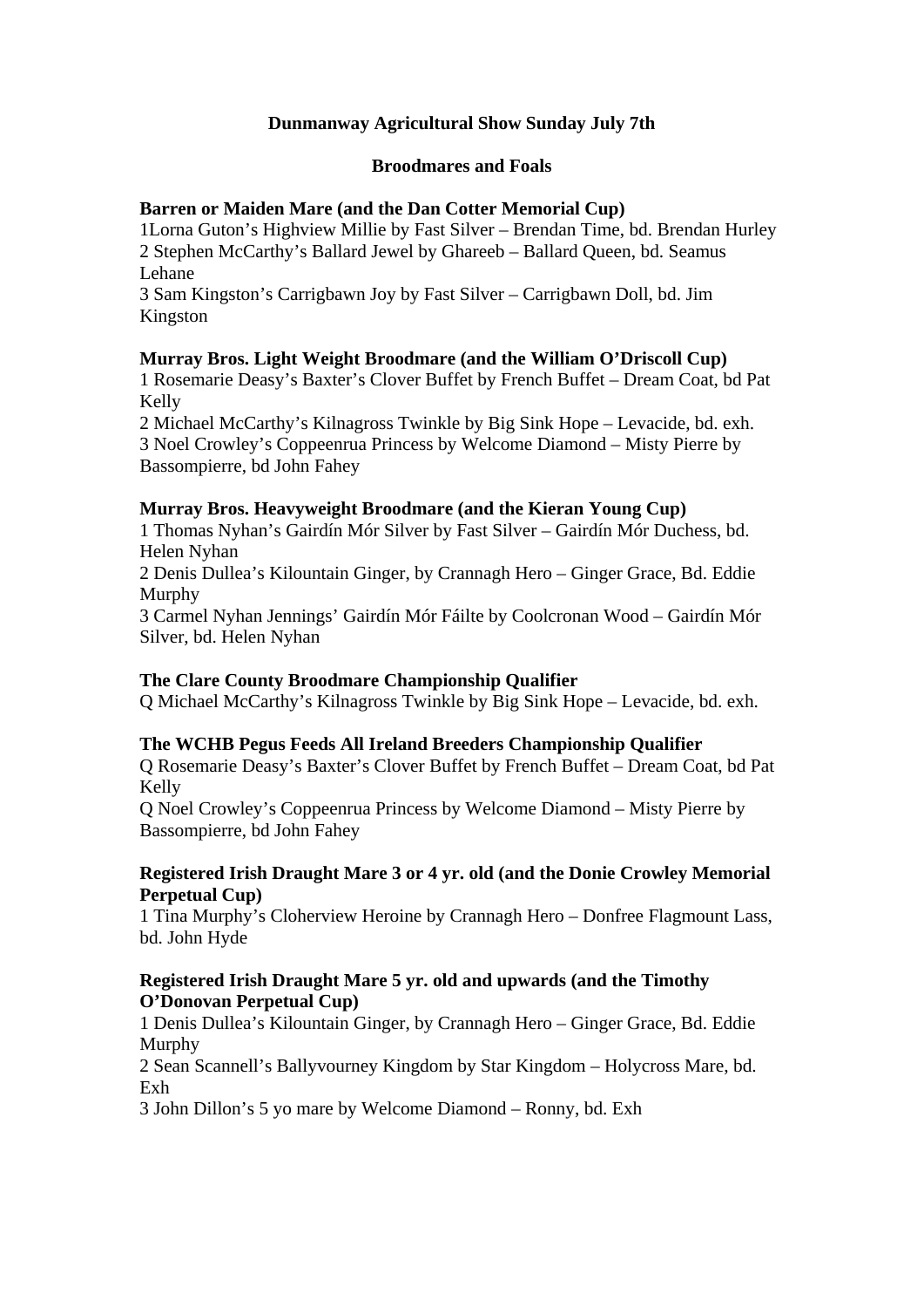# Dunmanway Agricultural Show Sunday July 7th

## Broodmares and Foals

**Barren or Maiden Mare (and the Dan Cotter Memorial Cup)**
1Lorna Guton's Highview Millie by Fast Silver – Brendan Time, bd. Brendan Hurley
2 Stephen McCarthy's Ballard Jewel by Ghareeb – Ballard Queen, bd. Seamus Lehane
3 Sam Kingston's Carrigbawn Joy by Fast Silver – Carrigbawn Doll, bd. Jim Kingston

**Murray Bros. Light Weight Broodmare (and the William O'Driscoll Cup)**
1 Rosemarie Deasy's Baxter's Clover Buffet by French Buffet – Dream Coat, bd Pat Kelly
2 Michael McCarthy's Kilnagross Twinkle by Big Sink Hope – Levacide, bd. exh.
3 Noel Crowley's Coppeenrua Princess by Welcome Diamond – Misty Pierre by Bassompierre, bd John Fahey

**Murray Bros. Heavyweight Broodmare (and the Kieran Young Cup)**
1 Thomas Nyhan's Gairdín Mór Silver by Fast Silver – Gairdín Mór Duchess, bd. Helen Nyhan
2 Denis Dullea's Kilountain Ginger, by Crannagh Hero – Ginger Grace, Bd. Eddie Murphy
3 Carmel Nyhan Jennings' Gairdín Mór Fáilte by Coolcronan Wood – Gairdín Mór Silver, bd. Helen Nyhan

**The Clare County Broodmare Championship Qualifier**
Q Michael McCarthy's Kilnagross Twinkle by Big Sink Hope – Levacide, bd. exh.

**The WCHB Pegus Feeds All Ireland Breeders Championship Qualifier**
Q Rosemarie Deasy's Baxter's Clover Buffet by French Buffet – Dream Coat, bd Pat Kelly
Q Noel Crowley's Coppeenrua Princess by Welcome Diamond – Misty Pierre by Bassompierre, bd John Fahey

**Registered Irish Draught Mare 3 or 4 yr. old (and the Donie Crowley Memorial Perpetual Cup)**
1 Tina Murphy's Cloherview Heroine by Crannagh Hero – Donfree Flagmount Lass, bd. John Hyde

**Registered Irish Draught Mare 5 yr. old and upwards (and the Timothy O'Donovan Perpetual Cup)**
1 Denis Dullea's Kilountain Ginger, by Crannagh Hero – Ginger Grace, Bd. Eddie Murphy
2 Sean Scannell's Ballyvourney Kingdom by Star Kingdom – Holycross Mare, bd. Exh
3 John Dillon's 5 yo mare by Welcome Diamond – Ronny, bd. Exh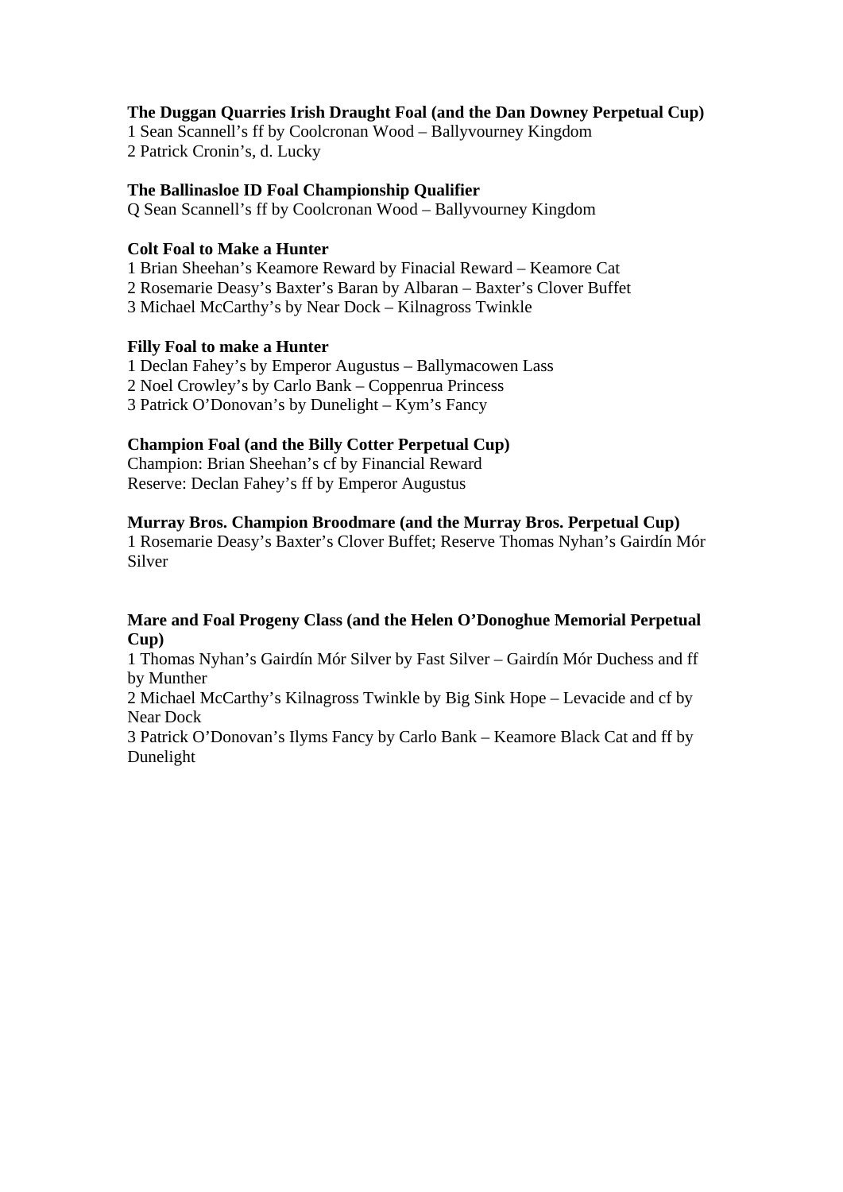**The Duggan Quarries Irish Draught Foal (and the Dan Downey Perpetual Cup)**
1 Sean Scannell's ff by Coolcronan Wood – Ballyvourney Kingdom
2 Patrick Cronin's, d. Lucky

**The Ballinasloe ID Foal Championship Qualifier**
Q Sean Scannell's ff by Coolcronan Wood – Ballyvourney Kingdom

**Colt Foal to Make a Hunter**
1 Brian Sheehan's Keamore Reward by Finacial Reward – Keamore Cat
2 Rosemarie Deasy's Baxter's Baran by Albaran – Baxter's Clover Buffet
3 Michael McCarthy's by Near Dock – Kilnagross Twinkle

**Filly Foal to make a Hunter**
1 Declan Fahey's by Emperor Augustus – Ballymacowen Lass
2 Noel Crowley's by Carlo Bank – Coppenrua Princess
3 Patrick O'Donovan's by Dunelight – Kym's Fancy

**Champion Foal (and the Billy Cotter Perpetual Cup)**
Champion: Brian Sheehan's cf by Financial Reward
Reserve: Declan Fahey's ff by Emperor Augustus

**Murray Bros. Champion Broodmare (and the Murray Bros. Perpetual Cup)**
1 Rosemarie Deasy's Baxter's Clover Buffet; Reserve Thomas Nyhan's Gairdín Mór Silver

**Mare and Foal Progeny Class (and the Helen O'Donoghue Memorial Perpetual Cup)**
1 Thomas Nyhan's Gairdín Mór Silver by Fast Silver – Gairdín Mór Duchess and ff by Munther
2 Michael McCarthy's Kilnagross Twinkle by Big Sink Hope – Levacide and cf by Near Dock
3 Patrick O'Donovan's Ilyms Fancy by Carlo Bank – Keamore Black Cat and ff by Dunelight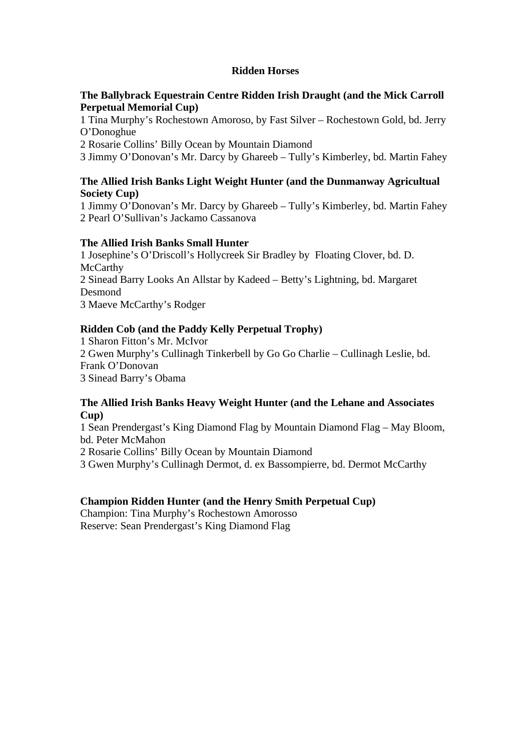## Ridden Horses

**The Ballybrack Equestrain Centre Ridden Irish Draught (and the Mick Carroll Perpetual Memorial Cup)**

1 Tina Murphy's Rochestown Amoroso, by Fast Silver – Rochestown Gold, bd. Jerry O'Donoghue
2 Rosarie Collins' Billy Ocean by Mountain Diamond
3 Jimmy O'Donovan's Mr. Darcy by Ghareeb – Tully's Kimberley, bd. Martin Fahey

**The Allied Irish Banks Light Weight Hunter (and the Dunmanway Agricultual Society Cup)**

1 Jimmy O'Donovan's Mr. Darcy by Ghareeb – Tully's Kimberley, bd. Martin Fahey
2 Pearl O'Sullivan's Jackamo Cassanova

**The Allied Irish Banks Small Hunter**

1 Josephine's O'Driscoll's Hollycreek Sir Bradley by Floating Clover, bd. D. McCarthy
2 Sinead Barry Looks An Allstar by Kadeed – Betty's Lightning, bd. Margaret Desmond
3 Maeve McCarthy's Rodger

**Ridden Cob (and the Paddy Kelly Perpetual Trophy)**

1 Sharon Fitton's Mr. McIvor
2 Gwen Murphy's Cullinagh Tinkerbell by Go Go Charlie – Cullinagh Leslie, bd. Frank O'Donovan
3 Sinead Barry's Obama

**The Allied Irish Banks Heavy Weight Hunter (and the Lehane and Associates Cup)**

1 Sean Prendergast's King Diamond Flag by Mountain Diamond Flag – May Bloom, bd. Peter McMahon
2 Rosarie Collins' Billy Ocean by Mountain Diamond
3 Gwen Murphy's Cullinagh Dermot, d. ex Bassompierre, bd. Dermot McCarthy

**Champion Ridden Hunter (and the Henry Smith Perpetual Cup)**

Champion: Tina Murphy's Rochestown Amorosso
Reserve: Sean Prendergast's King Diamond Flag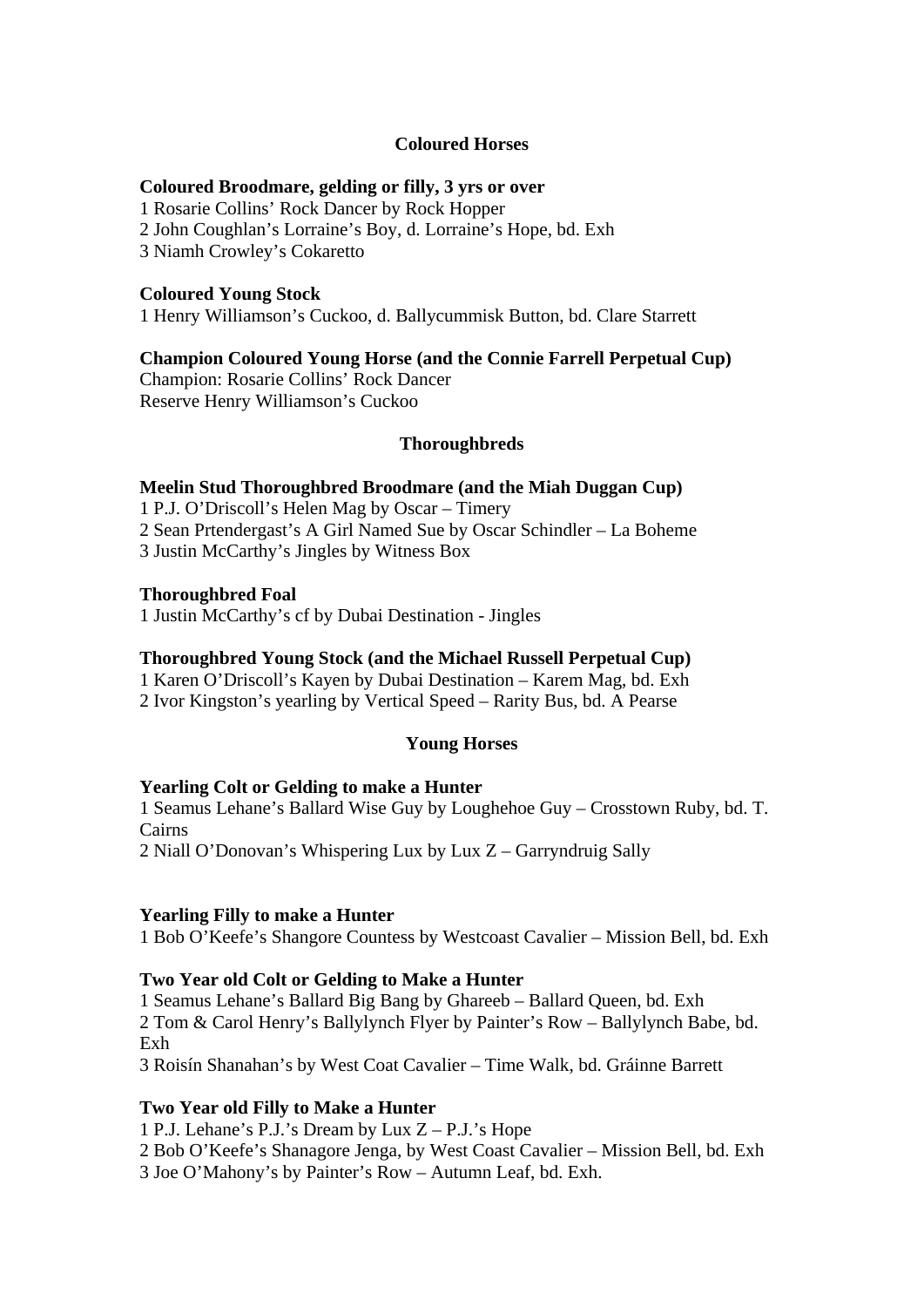## Coloured Horses

**Coloured Broodmare, gelding or filly, 3 yrs or over**
1 Rosarie Collins' Rock Dancer by Rock Hopper
2 John Coughlan's Lorraine's Boy, d. Lorraine's Hope, bd. Exh
3 Niamh Crowley's Cokaretto

**Coloured Young Stock**
1 Henry Williamson's Cuckoo, d. Ballycummisk Button, bd. Clare Starrett

**Champion Coloured Young Horse (and the Connie Farrell Perpetual Cup)**
Champion: Rosarie Collins' Rock Dancer
Reserve Henry Williamson's Cuckoo

## Thoroughbreds

**Meelin Stud Thoroughbred Broodmare (and the Miah Duggan Cup)**
1 P.J. O'Driscoll's Helen Mag by Oscar – Timery
2 Sean Prtendergast's A Girl Named Sue by Oscar Schindler – La Boheme
3 Justin McCarthy's Jingles by Witness Box

**Thoroughbred Foal**
1 Justin McCarthy's cf by Dubai Destination - Jingles

**Thoroughbred Young Stock (and the Michael Russell Perpetual Cup)**
1 Karen O'Driscoll's Kayen by Dubai Destination – Karem Mag, bd. Exh
2 Ivor Kingston's yearling by Vertical Speed – Rarity Bus, bd. A Pearse

## Young Horses

**Yearling Colt or Gelding to make a Hunter**
1 Seamus Lehane's Ballard Wise Guy by Loughehoe Guy – Crosstown Ruby, bd. T. Cairns
2 Niall O'Donovan's Whispering Lux by Lux Z – Garryndruig Sally

**Yearling Filly to make a Hunter**
1 Bob O'Keefe's Shangore Countess by Westcoast Cavalier – Mission Bell, bd. Exh

**Two Year old Colt or Gelding to Make a Hunter**
1 Seamus Lehane's Ballard Big Bang by Ghareeb – Ballard Queen, bd. Exh
2 Tom & Carol Henry's Ballylynch Flyer by Painter's Row – Ballylynch Babe, bd. Exh
3 Roisín Shanahan's by West Coat Cavalier – Time Walk, bd. Gráinne Barrett

**Two Year old Filly to Make a Hunter**
1 P.J. Lehane's P.J.'s Dream by Lux Z – P.J.'s Hope
2 Bob O'Keefe's Shanagore Jenga, by West Coast Cavalier – Mission Bell, bd. Exh
3 Joe O'Mahony's by Painter's Row – Autumn Leaf, bd. Exh.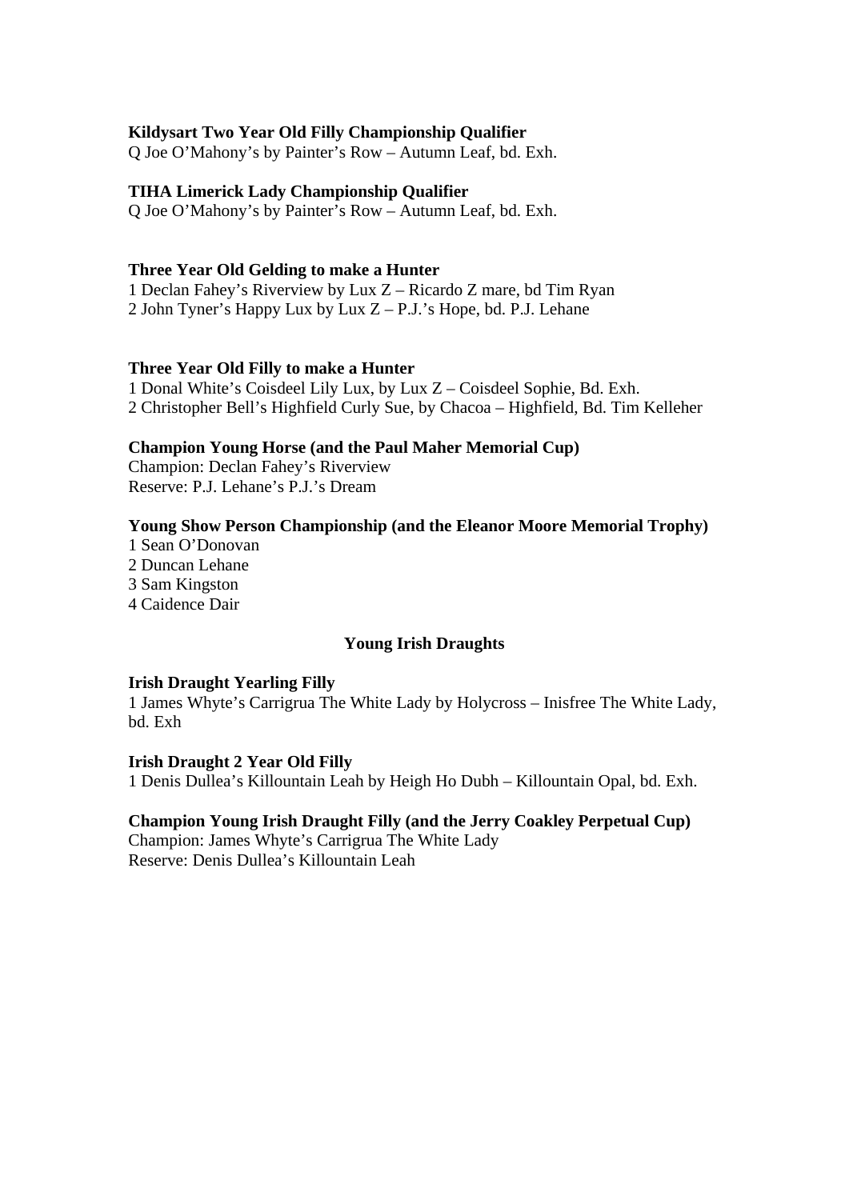**Kildysart Two Year Old Filly Championship Qualifier**
Q Joe O'Mahony's by Painter's Row – Autumn Leaf, bd. Exh.

**TIHA Limerick Lady Championship Qualifier**
Q Joe O'Mahony's by Painter's Row – Autumn Leaf, bd. Exh.

**Three Year Old Gelding to make a Hunter**
1 Declan Fahey's Riverview by Lux Z – Ricardo Z mare, bd Tim Ryan
2 John Tyner's Happy Lux by Lux Z – P.J.'s Hope, bd. P.J. Lehane

**Three Year Old Filly to make a Hunter**
1 Donal White's Coisdeel Lily Lux, by Lux Z – Coisdeel Sophie, Bd. Exh.
2 Christopher Bell's Highfield Curly Sue, by Chacoa – Highfield, Bd. Tim Kelleher

**Champion Young Horse (and the Paul Maher Memorial Cup)**
Champion: Declan Fahey's Riverview
Reserve: P.J. Lehane's P.J.'s Dream

**Young Show Person Championship (and the Eleanor Moore Memorial Trophy)**
1 Sean O'Donovan
2 Duncan Lehane
3 Sam Kingston
4 Caidence Dair

## Young Irish Draughts

**Irish Draught Yearling Filly**
1 James Whyte's Carrigrua The White Lady by Holycross – Inisfree The White Lady, bd. Exh

**Irish Draught 2 Year Old Filly**
1 Denis Dullea's Killountain Leah by Heigh Ho Dubh – Killountain Opal, bd. Exh.

**Champion Young Irish Draught Filly (and the Jerry Coakley Perpetual Cup)**
Champion: James Whyte's Carrigrua The White Lady
Reserve: Denis Dullea's Killountain Leah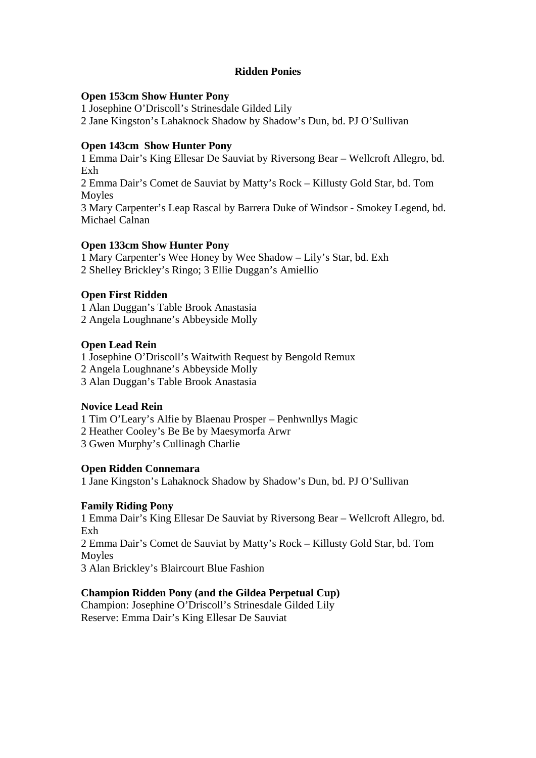## Ridden Ponies

**Open 153cm Show Hunter Pony**
1 Josephine O'Driscoll's Strinesdale Gilded Lily
2 Jane Kingston's Lahaknock Shadow by Shadow's Dun, bd. PJ O'Sullivan

**Open 143cm Show Hunter Pony**
1 Emma Dair's King Ellesar De Sauviat by Riversong Bear – Wellcroft Allegro, bd. Exh
2 Emma Dair's Comet de Sauviat by Matty's Rock – Killusty Gold Star, bd. Tom Moyles
3 Mary Carpenter's Leap Rascal by Barrera Duke of Windsor - Smokey Legend, bd. Michael Calnan

**Open 133cm Show Hunter Pony**
1 Mary Carpenter's Wee Honey by Wee Shadow – Lily's Star, bd. Exh
2 Shelley Brickley's Ringo; 3 Ellie Duggan's Amiellio

**Open First Ridden**
1 Alan Duggan's Table Brook Anastasia
2 Angela Loughnane's Abbeyside Molly

**Open Lead Rein**
1 Josephine O'Driscoll's Waitwith Request by Bengold Remux
2 Angela Loughnane's Abbeyside Molly
3 Alan Duggan's Table Brook Anastasia

**Novice Lead Rein**
1 Tim O'Leary's Alfie by Blaenau Prosper – Penhwnllys Magic
2 Heather Cooley's Be Be by Maesymorfa Arwr
3 Gwen Murphy's Cullinagh Charlie

**Open Ridden Connemara**
1 Jane Kingston's Lahaknock Shadow by Shadow's Dun, bd. PJ O'Sullivan

**Family Riding Pony**
1 Emma Dair's King Ellesar De Sauviat by Riversong Bear – Wellcroft Allegro, bd. Exh
2 Emma Dair's Comet de Sauviat by Matty's Rock – Killusty Gold Star, bd. Tom Moyles
3 Alan Brickley's Blaircourt Blue Fashion

**Champion Ridden Pony (and the Gildea Perpetual Cup)**
Champion: Josephine O'Driscoll's Strinesdale Gilded Lily
Reserve: Emma Dair's King Ellesar De Sauviat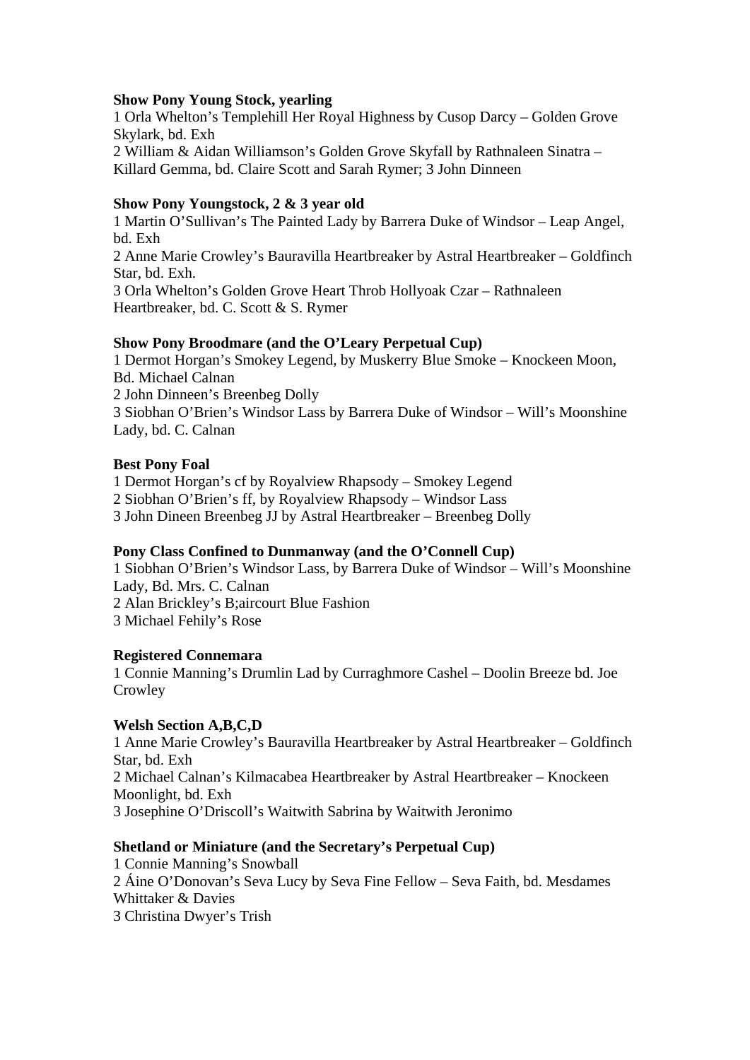**Show Pony Young Stock, yearling**

1 Orla Whelton's Templehill Her Royal Highness by Cusop Darcy – Golden Grove Skylark, bd. Exh

2 William & Aidan Williamson's Golden Grove Skyfall by Rathnaleen Sinatra – Killard Gemma, bd. Claire Scott and Sarah Rymer; 3 John Dinneen

**Show Pony Youngstock, 2 & 3 year old**

1 Martin O'Sullivan's The Painted Lady by Barrera Duke of Windsor – Leap Angel, bd. Exh

2 Anne Marie Crowley's Bauravilla Heartbreaker by Astral Heartbreaker – Goldfinch Star, bd. Exh.

3 Orla Whelton's Golden Grove Heart Throb Hollyoak Czar – Rathnaleen Heartbreaker, bd. C. Scott & S. Rymer

**Show Pony Broodmare (and the O'Leary Perpetual Cup)**

1 Dermot Horgan's Smokey Legend, by Muskerry Blue Smoke – Knockeen Moon, Bd. Michael Calnan

2 John Dinneen's Breenbeg Dolly

3 Siobhan O'Brien's Windsor Lass by Barrera Duke of Windsor – Will's Moonshine Lady, bd. C. Calnan

**Best Pony Foal**

1 Dermot Horgan's cf by Royalview Rhapsody – Smokey Legend

2 Siobhan O'Brien's ff, by Royalview Rhapsody – Windsor Lass

3 John Dineen Breenbeg JJ by Astral Heartbreaker – Breenbeg Dolly

**Pony Class Confined to Dunmanway (and the O'Connell Cup)**

1 Siobhan O'Brien's Windsor Lass, by Barrera Duke of Windsor – Will's Moonshine Lady, Bd. Mrs. C. Calnan

2 Alan Brickley's B;aircourt Blue Fashion

3 Michael Fehily's Rose

**Registered Connemara**

1 Connie Manning's Drumlin Lad by Curraghmore Cashel – Doolin Breeze bd. Joe Crowley

**Welsh Section A,B,C,D**

1 Anne Marie Crowley's Bauravilla Heartbreaker by Astral Heartbreaker – Goldfinch Star, bd. Exh

2 Michael Calnan's Kilmacabea Heartbreaker by Astral Heartbreaker – Knockeen Moonlight, bd. Exh

3 Josephine O'Driscoll's Waitwith Sabrina by Waitwith Jeronimo

**Shetland or Miniature (and the Secretary's Perpetual Cup)**

1 Connie Manning's Snowball

2 Áine O'Donovan's Seva Lucy by Seva Fine Fellow – Seva Faith, bd. Mesdames Whittaker & Davies

3 Christina Dwyer's Trish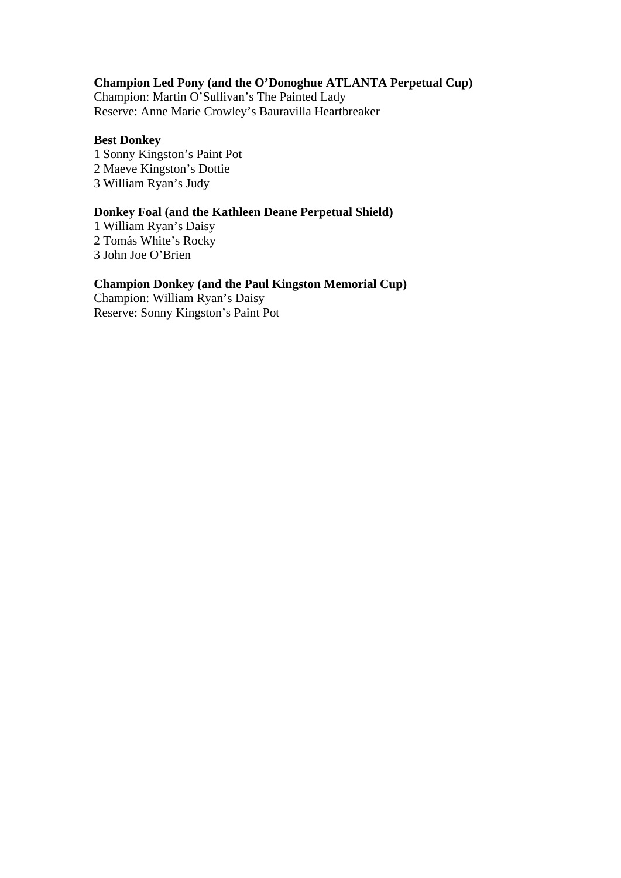**Champion Led Pony (and the O'Donoghue ATLANTA Perpetual Cup)**
Champion: Martin O'Sullivan's The Painted Lady
Reserve: Anne Marie Crowley's Bauravilla Heartbreaker

**Best Donkey**
1 Sonny Kingston's Paint Pot
2 Maeve Kingston's Dottie
3 William Ryan's Judy

**Donkey Foal (and the Kathleen Deane Perpetual Shield)**
1 William Ryan's Daisy
2 Tomás White's Rocky
3 John Joe O'Brien

**Champion Donkey (and the Paul Kingston Memorial Cup)**
Champion: William Ryan's Daisy
Reserve: Sonny Kingston's Paint Pot